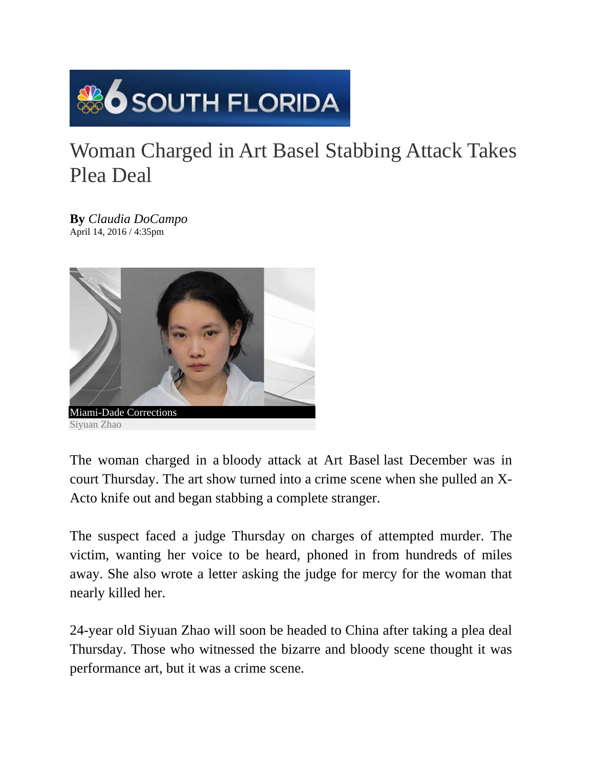# Woman Charged in Art Basel Stabbing Attack Takes Plea Deal

**By** *Claudia DoCampo*
April 14, 2016 / 4:35pm

Miami-Dade Corrections
Siyuan Zhao

The woman charged in a bloody attack at Art Basel last December was in court Thursday. The art show turned into a crime scene when she pulled an X-Acto knife out and began stabbing a complete stranger.

The suspect faced a judge Thursday on charges of attempted murder. The victim, wanting her voice to be heard, phoned in from hundreds of miles away. She also wrote a letter asking the judge for mercy for the woman that nearly killed her.

24-year old Siyuan Zhao will soon be headed to China after taking a plea deal Thursday. Those who witnessed the bizarre and bloody scene thought it was performance art, but it was a crime scene.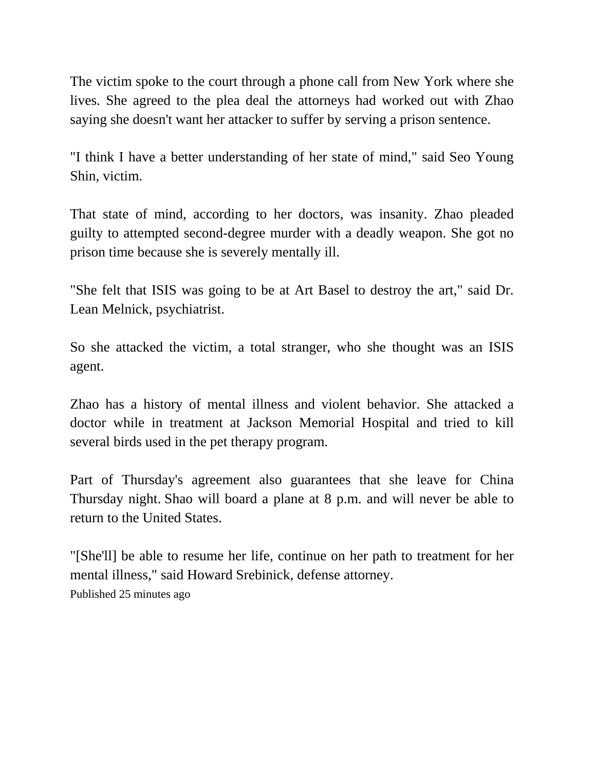The victim spoke to the court through a phone call from New York where she lives. She agreed to the plea deal the attorneys had worked out with Zhao saying she doesn't want her attacker to suffer by serving a prison sentence.

"I think I have a better understanding of her state of mind," said Seo Young Shin, victim.

That state of mind, according to her doctors, was insanity. Zhao pleaded guilty to attempted second-degree murder with a deadly weapon. She got no prison time because she is severely mentally ill.

"She felt that ISIS was going to be at Art Basel to destroy the art," said Dr. Lean Melnick, psychiatrist.

So she attacked the victim, a total stranger, who she thought was an ISIS agent.

Zhao has a history of mental illness and violent behavior. She attacked a doctor while in treatment at Jackson Memorial Hospital and tried to kill several birds used in the pet therapy program.

Part of Thursday's agreement also guarantees that she leave for China Thursday night. Shao will board a plane at 8 p.m. and will never be able to return to the United States.

"[She'll] be able to resume her life, continue on her path to treatment for her mental illness," said Howard Srebinick, defense attorney.

Published 25 minutes ago